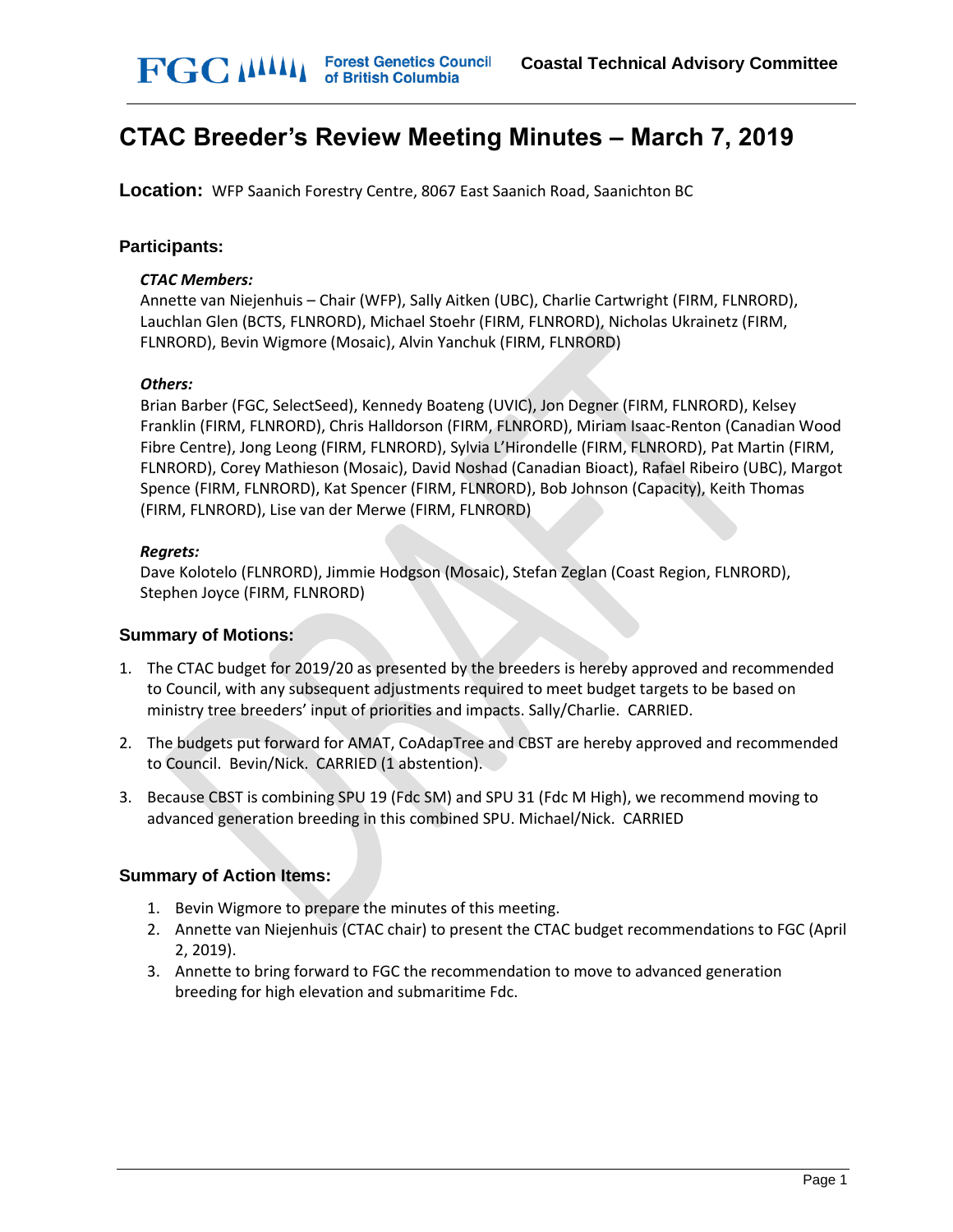# CTAC Breeder's Review Meeting Minutes – March 7, 2019

**Location:** WFP Saanich Forestry Centre, 8067 East Saanich Road, Saanichton BC

### Participants:

***CTAC Members:***

Annette van Niejenhuis – Chair (WFP), Sally Aitken (UBC), Charlie Cartwright (FIRM, FLNRORD), Lauchlan Glen (BCTS, FLNRORD), Michael Stoehr (FIRM, FLNRORD), Nicholas Ukrainetz (FIRM, FLNRORD), Bevin Wigmore (Mosaic), Alvin Yanchuk (FIRM, FLNRORD)

***Others:***

Brian Barber (FGC, SelectSeed), Kennedy Boateng (UVIC), Jon Degner (FIRM, FLNRORD), Kelsey Franklin (FIRM, FLNRORD), Chris Halldorson (FIRM, FLNRORD), Miriam Isaac-Renton (Canadian Wood Fibre Centre), Jong Leong (FIRM, FLNRORD), Sylvia L'Hirondelle (FIRM, FLNRORD), Pat Martin (FIRM, FLNRORD), Corey Mathieson (Mosaic), David Noshad (Canadian Bioact), Rafael Ribeiro (UBC), Margot Spence (FIRM, FLNRORD), Kat Spencer (FIRM, FLNRORD), Bob Johnson (Capacity), Keith Thomas (FIRM, FLNRORD), Lise van der Merwe (FIRM, FLNRORD)

***Regrets:***

Dave Kolotelo (FLNRORD), Jimmie Hodgson (Mosaic), Stefan Zeglan (Coast Region, FLNRORD), Stephen Joyce (FIRM, FLNRORD)

### Summary of Motions:

1. The CTAC budget for 2019/20 as presented by the breeders is hereby approved and recommended to Council, with any subsequent adjustments required to meet budget targets to be based on ministry tree breeders' input of priorities and impacts. Sally/Charlie. CARRIED.
2. The budgets put forward for AMAT, CoAdapTree and CBST are hereby approved and recommended to Council. Bevin/Nick. CARRIED (1 abstention).
3. Because CBST is combining SPU 19 (Fdc SM) and SPU 31 (Fdc M High), we recommend moving to advanced generation breeding in this combined SPU. Michael/Nick. CARRIED

### Summary of Action Items:

1. Bevin Wigmore to prepare the minutes of this meeting.
2. Annette van Niejenhuis (CTAC chair) to present the CTAC budget recommendations to FGC (April 2, 2019).
3. Annette to bring forward to FGC the recommendation to move to advanced generation breeding for high elevation and submaritime Fdc.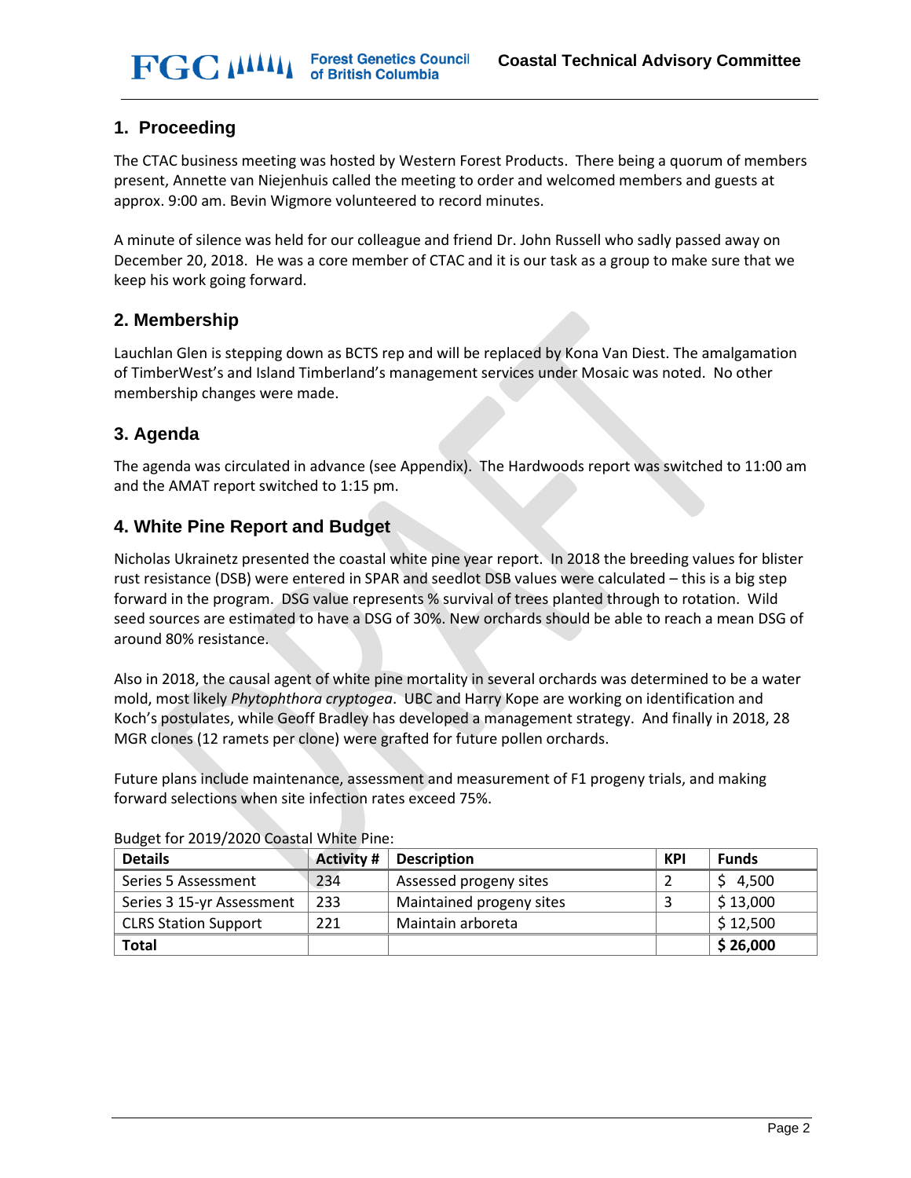## 1. Proceeding

The CTAC business meeting was hosted by Western Forest Products. There being a quorum of members present, Annette van Niejenhuis called the meeting to order and welcomed members and guests at approx. 9:00 am. Bevin Wigmore volunteered to record minutes.

A minute of silence was held for our colleague and friend Dr. John Russell who sadly passed away on December 20, 2018. He was a core member of CTAC and it is our task as a group to make sure that we keep his work going forward.

## 2. Membership

Lauchlan Glen is stepping down as BCTS rep and will be replaced by Kona Van Diest. The amalgamation of TimberWest's and Island Timberland's management services under Mosaic was noted. No other membership changes were made.

## 3. Agenda

The agenda was circulated in advance (see Appendix). The Hardwoods report was switched to 11:00 am and the AMAT report switched to 1:15 pm.

## 4. White Pine Report and Budget

Nicholas Ukrainetz presented the coastal white pine year report. In 2018 the breeding values for blister rust resistance (DSB) were entered in SPAR and seedlot DSB values were calculated – this is a big step forward in the program. DSG value represents % survival of trees planted through to rotation. Wild seed sources are estimated to have a DSG of 30%. New orchards should be able to reach a mean DSG of around 80% resistance.

Also in 2018, the causal agent of white pine mortality in several orchards was determined to be a water mold, most likely *Phytophthora cryptogea*. UBC and Harry Kope are working on identification and Koch's postulates, while Geoff Bradley has developed a management strategy. And finally in 2018, 28 MGR clones (12 ramets per clone) were grafted for future pollen orchards.

Future plans include maintenance, assessment and measurement of F1 progeny trials, and making forward selections when site infection rates exceed 75%.

Budget for 2019/2020 Coastal White Pine:

| Details | Activity # | Description | KPI | Funds |
|---|---|---|---|---|
| Series 5 Assessment | 234 | Assessed progeny sites | 2 | $ 4,500 |
| Series 3 15-yr Assessment | 233 | Maintained progeny sites | 3 | $ 13,000 |
| CLRS Station Support | 221 | Maintain arboreta | | $ 12,500 |
| **Total** | | | | **$ 26,000** |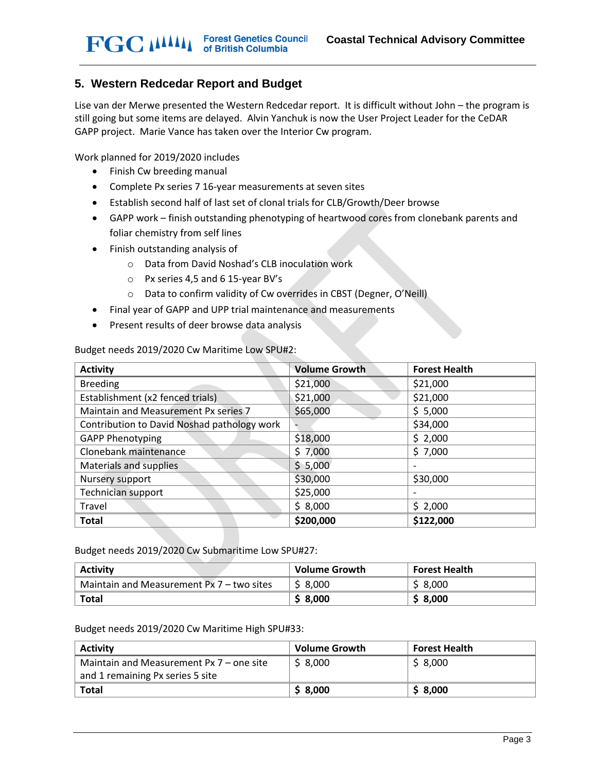## 5. Western Redcedar Report and Budget

Lise van der Merwe presented the Western Redcedar report. It is difficult without John – the program is still going but some items are delayed. Alvin Yanchuk is now the User Project Leader for the CeDAR GAPP project. Marie Vance has taken over the Interior Cw program.

Work planned for 2019/2020 includes

- Finish Cw breeding manual
- Complete Px series 7 16-year measurements at seven sites
- Establish second half of last set of clonal trials for CLB/Growth/Deer browse
- GAPP work – finish outstanding phenotyping of heartwood cores from clonebank parents and foliar chemistry from self lines
- Finish outstanding analysis of
    - Data from David Noshad's CLB inoculation work
    - Px series 4,5 and 6 15-year BV's
    - Data to confirm validity of Cw overrides in CBST (Degner, O'Neill)
- Final year of GAPP and UPP trial maintenance and measurements
- Present results of deer browse data analysis

Budget needs 2019/2020 Cw Maritime Low SPU#2:

| Activity | Volume Growth | Forest Health |
|---|---|---|
| Breeding | $21,000 | $21,000 |
| Establishment (x2 fenced trials) | $21,000 | $21,000 |
| Maintain and Measurement Px series 7 | $65,000 | $ 5,000 |
| Contribution to David Noshad pathology work | - | $34,000 |
| GAPP Phenotyping | $18,000 | $ 2,000 |
| Clonebank maintenance | $ 7,000 | $ 7,000 |
| Materials and supplies | $ 5,000 | - |
| Nursery support | $30,000 | $30,000 |
| Technician support | $25,000 | - |
| Travel | $ 8,000 | $ 2,000 |
| **Total** | **$200,000** | **$122,000** |

Budget needs 2019/2020 Cw Submaritime Low SPU#27:

| Activity | Volume Growth | Forest Health |
|---|---|---|
| Maintain and Measurement Px 7 – two sites | $ 8,000 | $ 8,000 |
| **Total** | **$ 8,000** | **$ 8,000** |

Budget needs 2019/2020 Cw Maritime High SPU#33:

| Activity | Volume Growth | Forest Health |
|---|---|---|
| Maintain and Measurement Px 7 – one site and 1 remaining Px series 5 site | $ 8,000 | $ 8,000 |
| **Total** | **$ 8,000** | **$ 8,000** |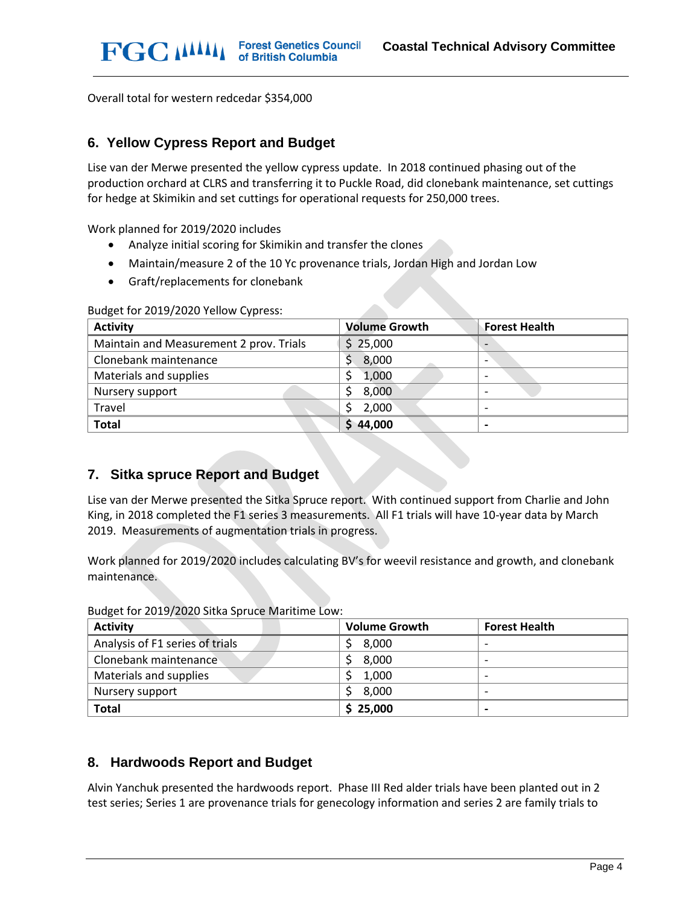Overall total for western redcedar $354,000

## 6. Yellow Cypress Report and Budget

Lise van der Merwe presented the yellow cypress update. In 2018 continued phasing out of the production orchard at CLRS and transferring it to Puckle Road, did clonebank maintenance, set cuttings for hedge at Skimikin and set cuttings for operational requests for 250,000 trees.

Work planned for 2019/2020 includes

- Analyze initial scoring for Skimikin and transfer the clones
- Maintain/measure 2 of the 10 Yc provenance trials, Jordan High and Jordan Low
- Graft/replacements for clonebank

Budget for 2019/2020 Yellow Cypress:

| Activity | Volume Growth | Forest Health |
|---|---|---|
| Maintain and Measurement 2 prov. Trials | $ 25,000 | - |
| Clonebank maintenance | $ 8,000 | - |
| Materials and supplies | $ 1,000 | - |
| Nursery support | $ 8,000 | - |
| Travel | $ 2,000 | - |
| **Total** | **$ 44,000** | **-** |

## 7. Sitka spruce Report and Budget

Lise van der Merwe presented the Sitka Spruce report. With continued support from Charlie and John King, in 2018 completed the F1 series 3 measurements. All F1 trials will have 10-year data by March 2019. Measurements of augmentation trials in progress.

Work planned for 2019/2020 includes calculating BV's for weevil resistance and growth, and clonebank maintenance.

Budget for 2019/2020 Sitka Spruce Maritime Low:

| Activity | Volume Growth | Forest Health |
|---|---|---|
| Analysis of F1 series of trials | $ 8,000 | - |
| Clonebank maintenance | $ 8,000 | - |
| Materials and supplies | $ 1,000 | - |
| Nursery support | $ 8,000 | - |
| **Total** | **$ 25,000** | **-** |

## 8. Hardwoods Report and Budget

Alvin Yanchuk presented the hardwoods report. Phase III Red alder trials have been planted out in 2 test series; Series 1 are provenance trials for genecology information and series 2 are family trials to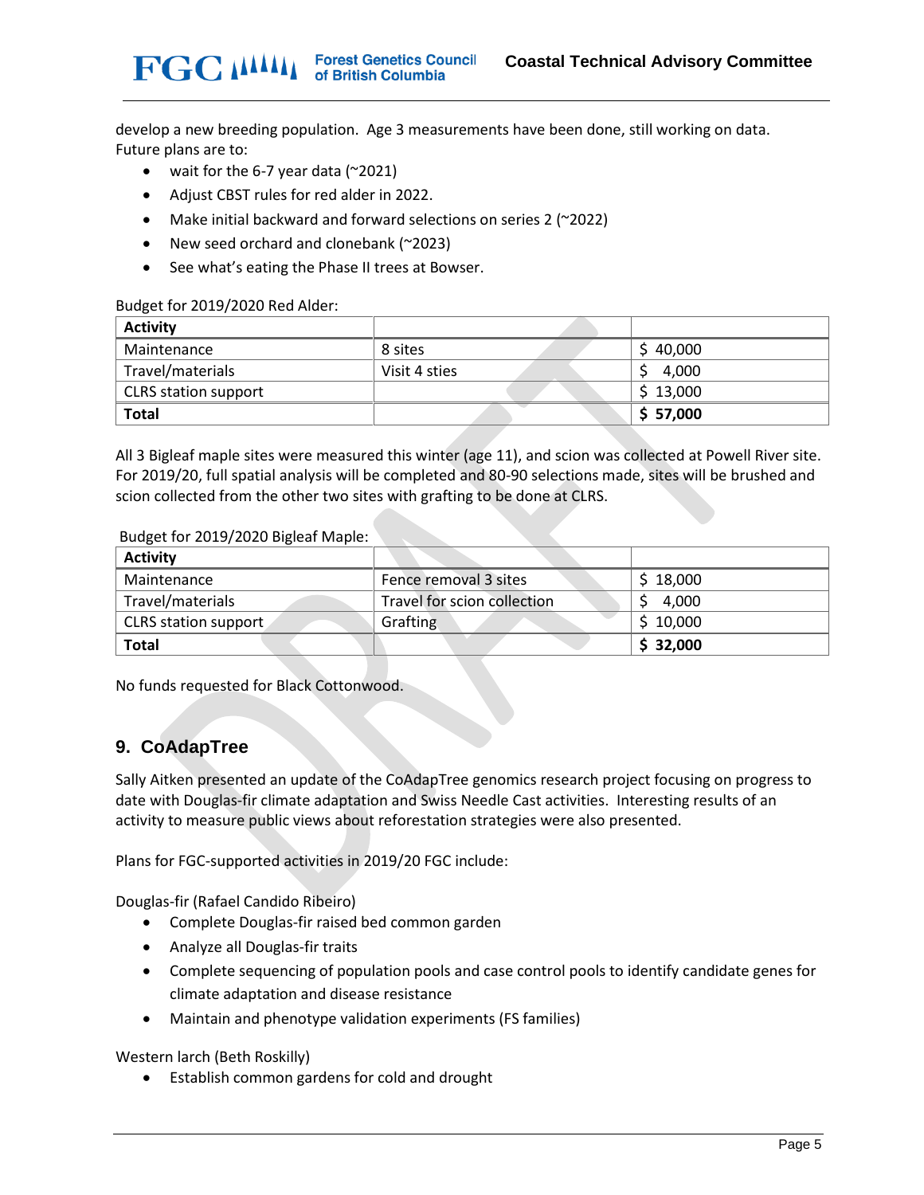develop a new breeding population. Age 3 measurements have been done, still working on data. Future plans are to:

- wait for the 6-7 year data (~2021)
- Adjust CBST rules for red alder in 2022.
- Make initial backward and forward selections on series 2 (~2022)
- New seed orchard and clonebank (~2023)
- See what's eating the Phase II trees at Bowser.

Budget for 2019/2020 Red Alder:

| Activity | | |
|---|---|---|
| Maintenance | 8 sites | $ 40,000 |
| Travel/materials | Visit 4 sties | $ 4,000 |
| CLRS station support | | $ 13,000 |
| **Total** | | **$ 57,000** |

All 3 Bigleaf maple sites were measured this winter (age 11), and scion was collected at Powell River site. For 2019/20, full spatial analysis will be completed and 80-90 selections made, sites will be brushed and scion collected from the other two sites with grafting to be done at CLRS.

Budget for 2019/2020 Bigleaf Maple:

| Activity | | |
|---|---|---|
| Maintenance | Fence removal 3 sites | $ 18,000 |
| Travel/materials | Travel for scion collection | $ 4,000 |
| CLRS station support | Grafting | $ 10,000 |
| **Total** | | **$ 32,000** |

No funds requested for Black Cottonwood.

## 9. CoAdapTree

Sally Aitken presented an update of the CoAdapTree genomics research project focusing on progress to date with Douglas-fir climate adaptation and Swiss Needle Cast activities. Interesting results of an activity to measure public views about reforestation strategies were also presented.

Plans for FGC-supported activities in 2019/20 FGC include:

Douglas-fir (Rafael Candido Ribeiro)

- Complete Douglas-fir raised bed common garden
- Analyze all Douglas-fir traits
- Complete sequencing of population pools and case control pools to identify candidate genes for climate adaptation and disease resistance
- Maintain and phenotype validation experiments (FS families)

Western larch (Beth Roskilly)

- Establish common gardens for cold and drought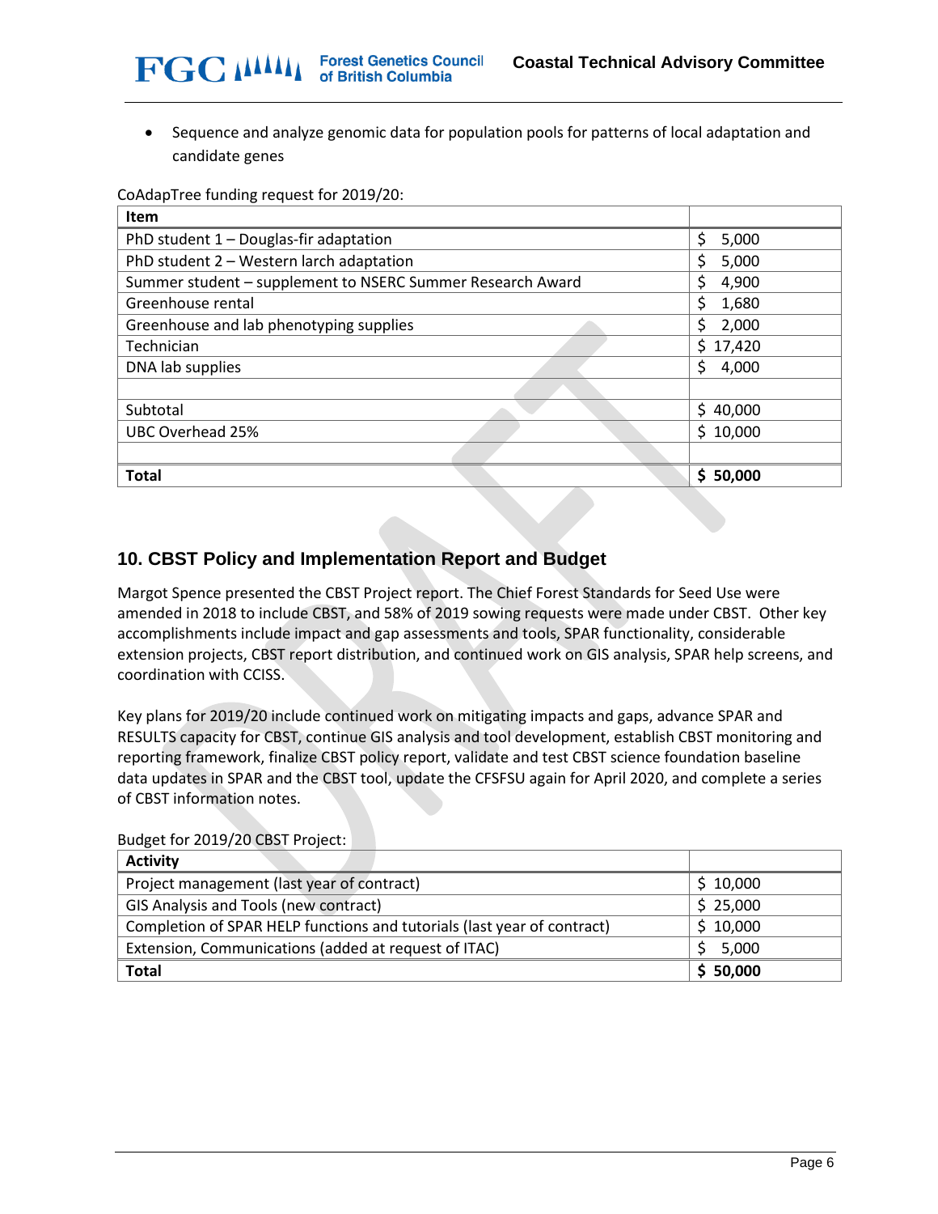- Sequence and analyze genomic data for population pools for patterns of local adaptation and candidate genes

CoAdapTree funding request for 2019/20:

| Item | |
|---|---|
| PhD student 1 – Douglas-fir adaptation | $ 5,000 |
| PhD student 2 – Western larch adaptation | $ 5,000 |
| Summer student – supplement to NSERC Summer Research Award | $ 4,900 |
| Greenhouse rental | $ 1,680 |
| Greenhouse and lab phenotyping supplies | $ 2,000 |
| Technician | $ 17,420 |
| DNA lab supplies | $ 4,000 |
| | |
| Subtotal | $ 40,000 |
| UBC Overhead 25% | $ 10,000 |
| | |
| **Total** | **$ 50,000** |

## 10. CBST Policy and Implementation Report and Budget

Margot Spence presented the CBST Project report. The Chief Forest Standards for Seed Use were amended in 2018 to include CBST, and 58% of 2019 sowing requests were made under CBST. Other key accomplishments include impact and gap assessments and tools, SPAR functionality, considerable extension projects, CBST report distribution, and continued work on GIS analysis, SPAR help screens, and coordination with CCISS.

Key plans for 2019/20 include continued work on mitigating impacts and gaps, advance SPAR and RESULTS capacity for CBST, continue GIS analysis and tool development, establish CBST monitoring and reporting framework, finalize CBST policy report, validate and test CBST science foundation baseline data updates in SPAR and the CBST tool, update the CFSFSU again for April 2020, and complete a series of CBST information notes.

Budget for 2019/20 CBST Project:

| Activity | |
|---|---|
| Project management (last year of contract) | $ 10,000 |
| GIS Analysis and Tools (new contract) | $ 25,000 |
| Completion of SPAR HELP functions and tutorials (last year of contract) | $ 10,000 |
| Extension, Communications (added at request of ITAC) | $ 5,000 |
| **Total** | **$ 50,000** |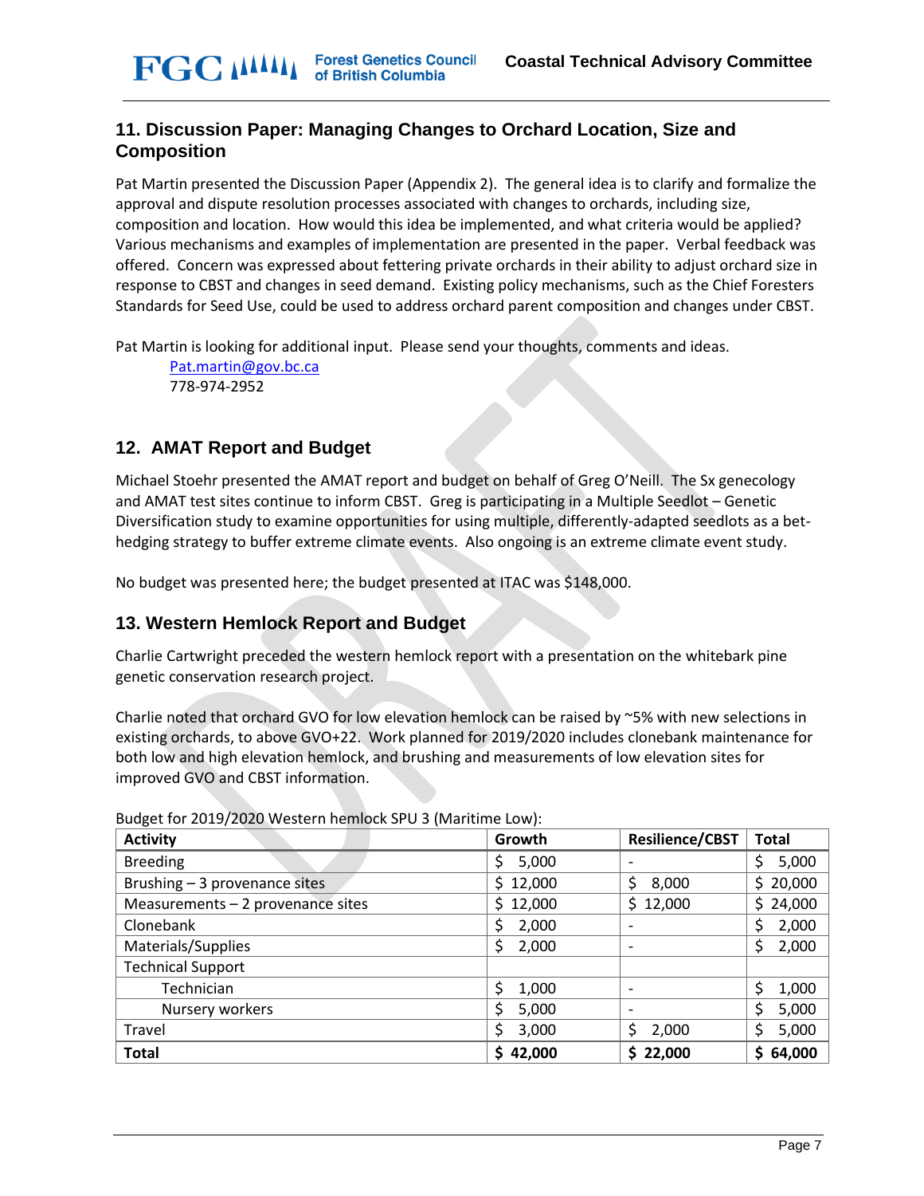## 11. Discussion Paper: Managing Changes to Orchard Location, Size and Composition

Pat Martin presented the Discussion Paper (Appendix 2). The general idea is to clarify and formalize the approval and dispute resolution processes associated with changes to orchards, including size, composition and location. How would this idea be implemented, and what criteria would be applied? Various mechanisms and examples of implementation are presented in the paper. Verbal feedback was offered. Concern was expressed about fettering private orchards in their ability to adjust orchard size in response to CBST and changes in seed demand. Existing policy mechanisms, such as the Chief Foresters Standards for Seed Use, could be used to address orchard parent composition and changes under CBST.

Pat Martin is looking for additional input. Please send your thoughts, comments and ideas.

Pat.martin@gov.bc.ca
778-974-2952

## 12. AMAT Report and Budget

Michael Stoehr presented the AMAT report and budget on behalf of Greg O'Neill. The Sx genecology and AMAT test sites continue to inform CBST. Greg is participating in a Multiple Seedlot – Genetic Diversification study to examine opportunities for using multiple, differently-adapted seedlots as a bet-hedging strategy to buffer extreme climate events. Also ongoing is an extreme climate event study.

No budget was presented here; the budget presented at ITAC was $148,000.

## 13. Western Hemlock Report and Budget

Charlie Cartwright preceded the western hemlock report with a presentation on the whitebark pine genetic conservation research project.

Charlie noted that orchard GVO for low elevation hemlock can be raised by ~5% with new selections in existing orchards, to above GVO+22. Work planned for 2019/2020 includes clonebank maintenance for both low and high elevation hemlock, and brushing and measurements of low elevation sites for improved GVO and CBST information.

Budget for 2019/2020 Western hemlock SPU 3 (Maritime Low):

| Activity | Growth | Resilience/CBST | Total |
|---|---|---|---|
| Breeding | $ 5,000 | - | $ 5,000 |
| Brushing – 3 provenance sites | $ 12,000 | $ 8,000 | $ 20,000 |
| Measurements – 2 provenance sites | $ 12,000 | $ 12,000 | $ 24,000 |
| Clonebank | $ 2,000 | - | $ 2,000 |
| Materials/Supplies | $ 2,000 | - | $ 2,000 |
| Technical Support | | | |
| Technician | $ 1,000 | - | $ 1,000 |
| Nursery workers | $ 5,000 | - | $ 5,000 |
| Travel | $ 3,000 | $ 2,000 | $ 5,000 |
| **Total** | **$ 42,000** | **$ 22,000** | **$ 64,000** |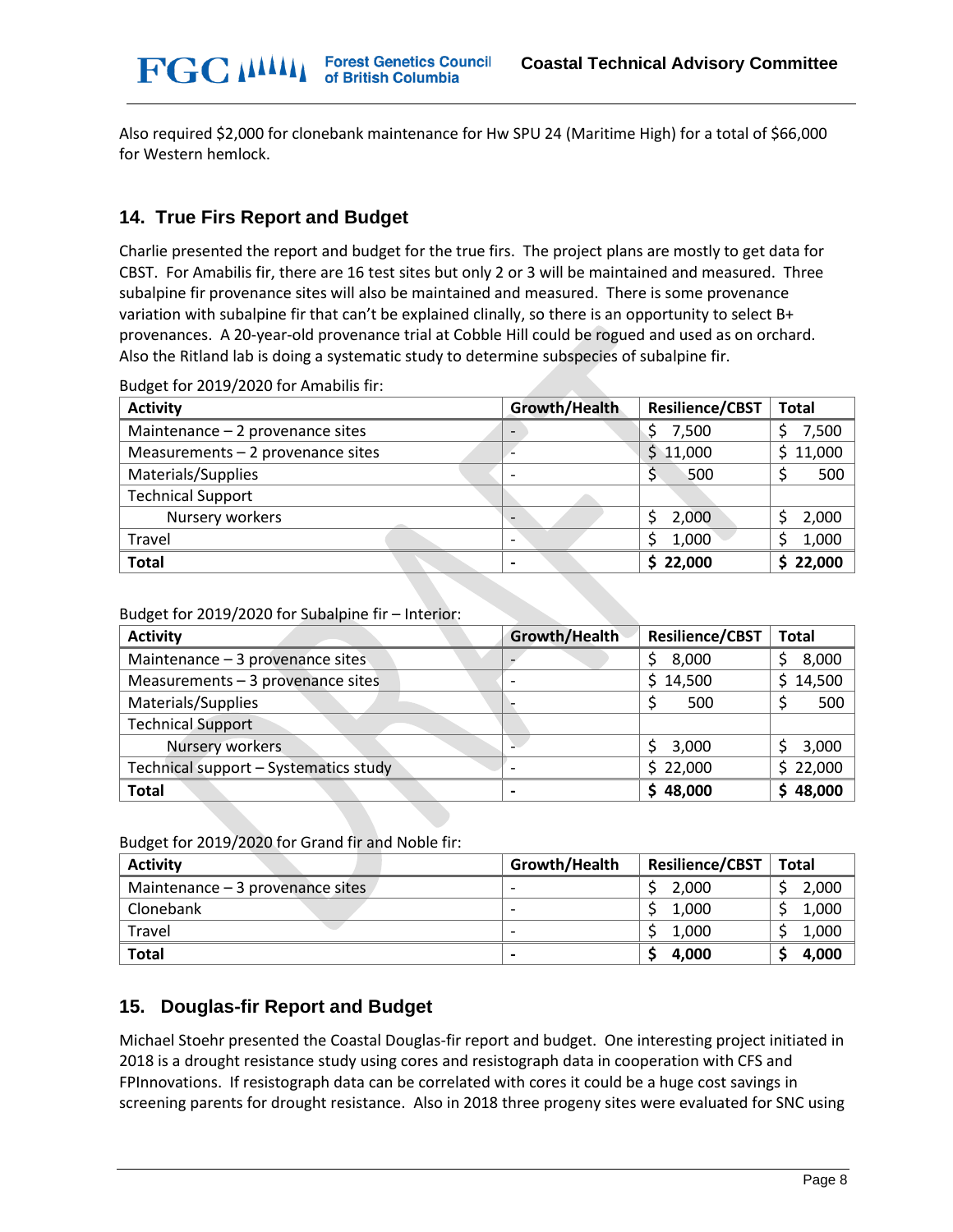Also required $2,000 for clonebank maintenance for Hw SPU 24 (Maritime High) for a total of $66,000 for Western hemlock.

## 14. True Firs Report and Budget

Charlie presented the report and budget for the true firs. The project plans are mostly to get data for CBST. For Amabilis fir, there are 16 test sites but only 2 or 3 will be maintained and measured. Three subalpine fir provenance sites will also be maintained and measured. There is some provenance variation with subalpine fir that can't be explained clinally, so there is an opportunity to select B+ provenances. A 20-year-old provenance trial at Cobble Hill could be rogued and used as on orchard. Also the Ritland lab is doing a systematic study to determine subspecies of subalpine fir.

Budget for 2019/2020 for Amabilis fir:

| Activity | Growth/Health | Resilience/CBST | Total |
|---|---|---|---|
| Maintenance – 2 provenance sites | - | $ 7,500 | $ 7,500 |
| Measurements – 2 provenance sites | - | $ 11,000 | $ 11,000 |
| Materials/Supplies | - | $ 500 | $ 500 |
| Technical Support | | | |
| Nursery workers | - | $ 2,000 | $ 2,000 |
| Travel | - | $ 1,000 | $ 1,000 |
| **Total** | **-** | **$ 22,000** | **$ 22,000** |

Budget for 2019/2020 for Subalpine fir – Interior:

| Activity | Growth/Health | Resilience/CBST | Total |
|---|---|---|---|
| Maintenance – 3 provenance sites | - | $ 8,000 | $ 8,000 |
| Measurements – 3 provenance sites | - | $ 14,500 | $ 14,500 |
| Materials/Supplies | - | $ 500 | $ 500 |
| Technical Support | | | |
| Nursery workers | - | $ 3,000 | $ 3,000 |
| Technical support – Systematics study | - | $ 22,000 | $ 22,000 |
| **Total** | **-** | **$ 48,000** | **$ 48,000** |

Budget for 2019/2020 for Grand fir and Noble fir:

| Activity | Growth/Health | Resilience/CBST | Total |
|---|---|---|---|
| Maintenance – 3 provenance sites | - | $ 2,000 | $ 2,000 |
| Clonebank | - | $ 1,000 | $ 1,000 |
| Travel | - | $ 1,000 | $ 1,000 |
| **Total** | **-** | **$ 4,000** | **$ 4,000** |

## 15. Douglas-fir Report and Budget

Michael Stoehr presented the Coastal Douglas-fir report and budget. One interesting project initiated in 2018 is a drought resistance study using cores and resistograph data in cooperation with CFS and FPInnovations. If resistograph data can be correlated with cores it could be a huge cost savings in screening parents for drought resistance. Also in 2018 three progeny sites were evaluated for SNC using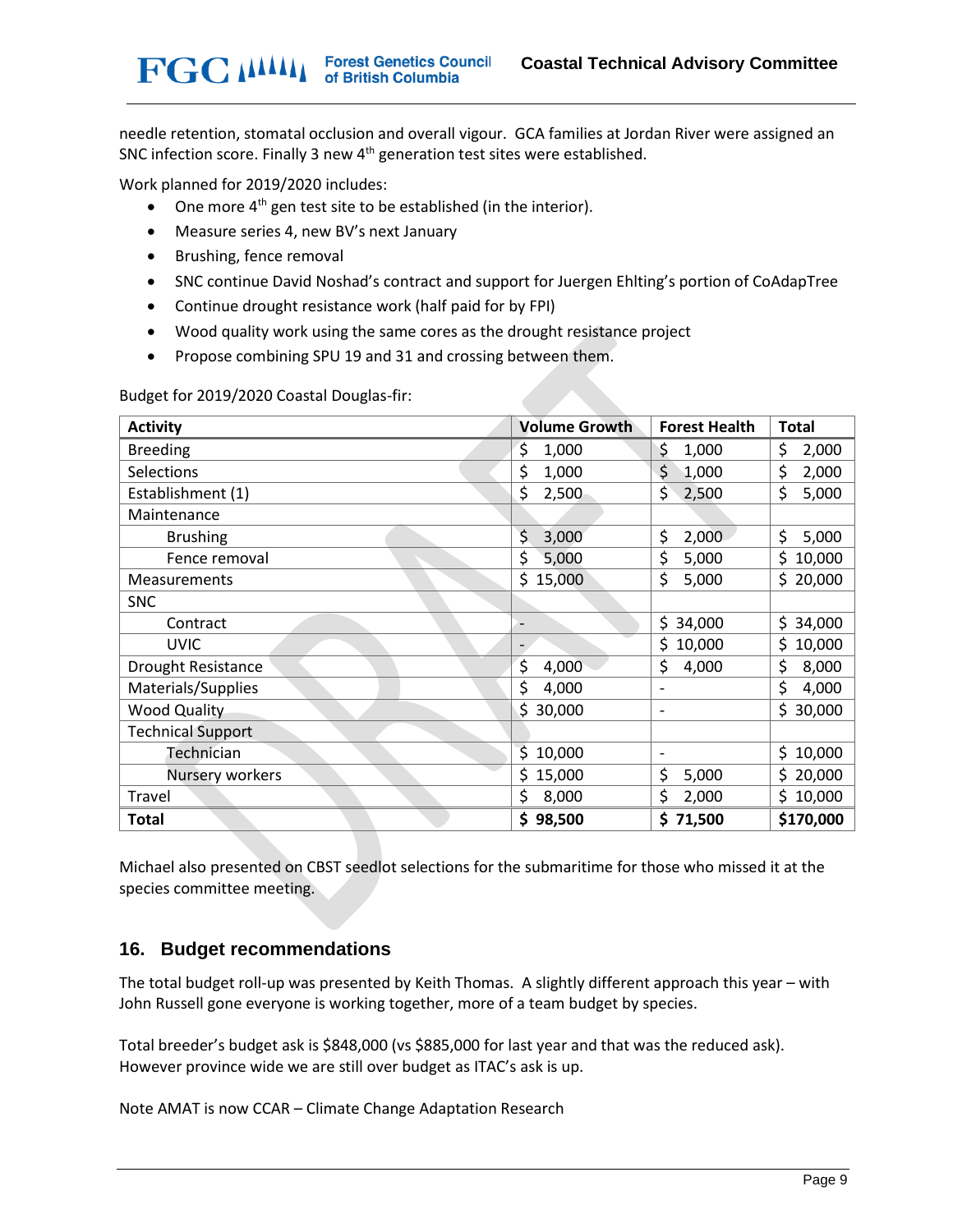needle retention, stomatal occlusion and overall vigour. GCA families at Jordan River were assigned an SNC infection score. Finally 3 new 4th generation test sites were established.

Work planned for 2019/2020 includes:

- One more 4th gen test site to be established (in the interior).
- Measure series 4, new BV's next January
- Brushing, fence removal
- SNC continue David Noshad's contract and support for Juergen Ehlting's portion of CoAdapTree
- Continue drought resistance work (half paid for by FPI)
- Wood quality work using the same cores as the drought resistance project
- Propose combining SPU 19 and 31 and crossing between them.

Budget for 2019/2020 Coastal Douglas-fir:

| Activity | Volume Growth | Forest Health | Total |
|---|---|---|---|
| Breeding | $ 1,000 | $ 1,000 | $ 2,000 |
| Selections | $ 1,000 | $ 1,000 | $ 2,000 |
| Establishment (1) | $ 2,500 | $ 2,500 | $ 5,000 |
| Maintenance | | | |
| Brushing | $ 3,000 | $ 2,000 | $ 5,000 |
| Fence removal | $ 5,000 | $ 5,000 | $ 10,000 |
| Measurements | $ 15,000 | $ 5,000 | $ 20,000 |
| SNC | | | |
| Contract | - | $ 34,000 | $ 34,000 |
| UVIC | - | $ 10,000 | $ 10,000 |
| Drought Resistance | $ 4,000 | $ 4,000 | $ 8,000 |
| Materials/Supplies | $ 4,000 | - | $ 4,000 |
| Wood Quality | $ 30,000 | - | $ 30,000 |
| Technical Support | | | |
| Technician | $ 10,000 | - | $ 10,000 |
| Nursery workers | $ 15,000 | $ 5,000 | $ 20,000 |
| Travel | $ 8,000 | $ 2,000 | $ 10,000 |
| **Total** | **$ 98,500** | **$ 71,500** | **$170,000** |

Michael also presented on CBST seedlot selections for the submaritime for those who missed it at the species committee meeting.

## 16. Budget recommendations

The total budget roll-up was presented by Keith Thomas. A slightly different approach this year – with John Russell gone everyone is working together, more of a team budget by species.

Total breeder's budget ask is $848,000 (vs $885,000 for last year and that was the reduced ask). However province wide we are still over budget as ITAC's ask is up.

Note AMAT is now CCAR – Climate Change Adaptation Research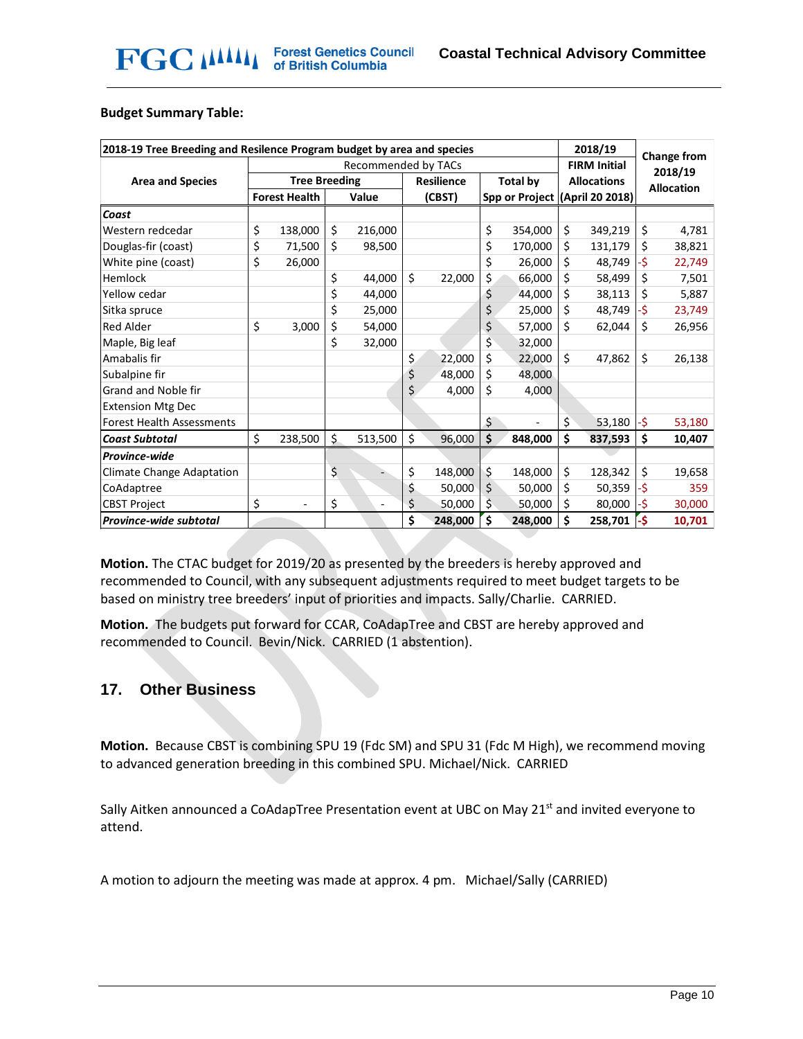**Budget Summary Table:**

| 2018-19 Tree Breeding and Resilence Program budget by area and species | | | | | 2018/19 | Change from 2018/19 Allocation |
|---|---|---|---|---|---|---|
| | Recommended by TACs | | | | FIRM Initial | |
| Area and Species | Tree Breeding | | Resilience | Total by | Allocations | |
| | Forest Health | Value | (CBST) | Spp or Project | (April 20 2018) | |
| ***Coast*** | | | | | | |
| Western redcedar | $ 138,000 | $ 216,000 | | $ 354,000 | $ 349,219 | $ 4,781 |
| Douglas-fir (coast) | $ 71,500 | $ 98,500 | | $ 170,000 | $ 131,179 | $ 38,821 |
| White pine (coast) | $ 26,000 | | | $ 26,000 | $ 48,749 | -$ 22,749 |
| Hemlock | | $ 44,000 | $ 22,000 | $ 66,000 | $ 58,499 | $ 7,501 |
| Yellow cedar | | $ 44,000 | | $ 44,000 | $ 38,113 | $ 5,887 |
| Sitka spruce | | $ 25,000 | | $ 25,000 | $ 48,749 | -$ 23,749 |
| Red Alder | $ 3,000 | $ 54,000 | | $ 57,000 | $ 62,044 | $ 26,956 |
| Maple, Big leaf | | $ 32,000 | | $ 32,000 | | |
| Amabalis fir | | | $ 22,000 | $ 22,000 | $ 47,862 | $ 26,138 |
| Subalpine fir | | | $ 48,000 | $ 48,000 | | |
| Grand and Noble fir | | | $ 4,000 | $ 4,000 | | |
| Extension Mtg Dec | | | | | | |
| Forest Health Assessments | | | | $ - | $ 53,180 | -$ 53,180 |
| ***Coast Subtotal*** | $ 238,500 | $ 513,500 | $ 96,000 | **$ 848,000** | **$ 837,593** | **$ 10,407** |
| ***Province-wide*** | | | | | | |
| Climate Change Adaptation | | $ - | $ 148,000 | $ 148,000 | $ 128,342 | $ 19,658 |
| CoAdaptree | | | $ 50,000 | $ 50,000 | $ 50,359 | -$ 359 |
| CBST Project | $ - | $ - | $ 50,000 | $ 50,000 | $ 80,000 | -$ 30,000 |
| ***Province-wide subtotal*** | | | **$ 248,000** | **$ 248,000** | **$ 258,701** | **-$ 10,701** |

**Motion.** The CTAC budget for 2019/20 as presented by the breeders is hereby approved and recommended to Council, with any subsequent adjustments required to meet budget targets to be based on ministry tree breeders' input of priorities and impacts. Sally/Charlie. CARRIED.

**Motion.** The budgets put forward for CCAR, CoAdapTree and CBST are hereby approved and recommended to Council. Bevin/Nick. CARRIED (1 abstention).

## 17. Other Business

**Motion.** Because CBST is combining SPU 19 (Fdc SM) and SPU 31 (Fdc M High), we recommend moving to advanced generation breeding in this combined SPU. Michael/Nick. CARRIED

Sally Aitken announced a CoAdapTree Presentation event at UBC on May 21st and invited everyone to attend.

A motion to adjourn the meeting was made at approx. 4 pm. Michael/Sally (CARRIED)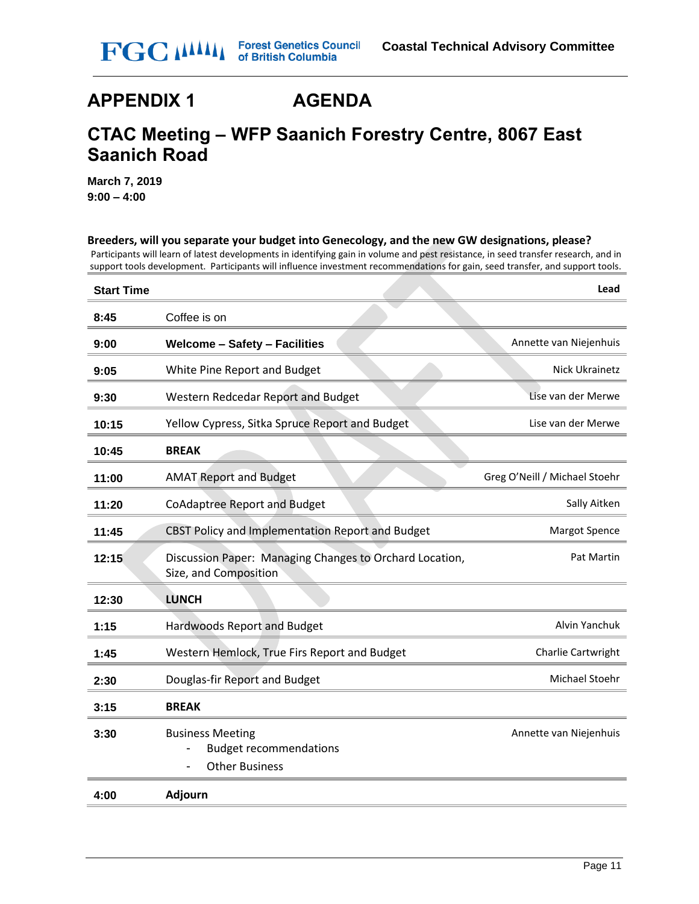# APPENDIX 1 AGENDA

## CTAC Meeting – WFP Saanich Forestry Centre, 8067 East Saanich Road

**March 7, 2019**
**9:00 – 4:00**

**Breeders, will you separate your budget into Genecology, and the new GW designations, please?**

Participants will learn of latest developments in identifying gain in volume and pest resistance, in seed transfer research, and in support tools development. Participants will influence investment recommendations for gain, seed transfer, and support tools.

| Start Time | | Lead |
|---|---|---|
| **8:45** | Coffee is on | |
| **9:00** | **Welcome – Safety – Facilities** | Annette van Niejenhuis |
| **9:05** | White Pine Report and Budget | Nick Ukrainetz |
| **9:30** | Western Redcedar Report and Budget | Lise van der Merwe |
| **10:15** | Yellow Cypress, Sitka Spruce Report and Budget | Lise van der Merwe |
| **10:45** | **BREAK** | |
| **11:00** | AMAT Report and Budget | Greg O'Neill / Michael Stoehr |
| **11:20** | CoAdaptree Report and Budget | Sally Aitken |
| **11:45** | CBST Policy and Implementation Report and Budget | Margot Spence |
| **12:15** | Discussion Paper: Managing Changes to Orchard Location, Size, and Composition | Pat Martin |
| **12:30** | **LUNCH** | |
| **1:15** | Hardwoods Report and Budget | Alvin Yanchuk |
| **1:45** | Western Hemlock, True Firs Report and Budget | Charlie Cartwright |
| **2:30** | Douglas-fir Report and Budget | Michael Stoehr |
| **3:15** | **BREAK** | |
| **3:30** | Business Meeting<br>- Budget recommendations<br>- Other Business | Annette van Niejenhuis |
| **4:00** | **Adjourn** | |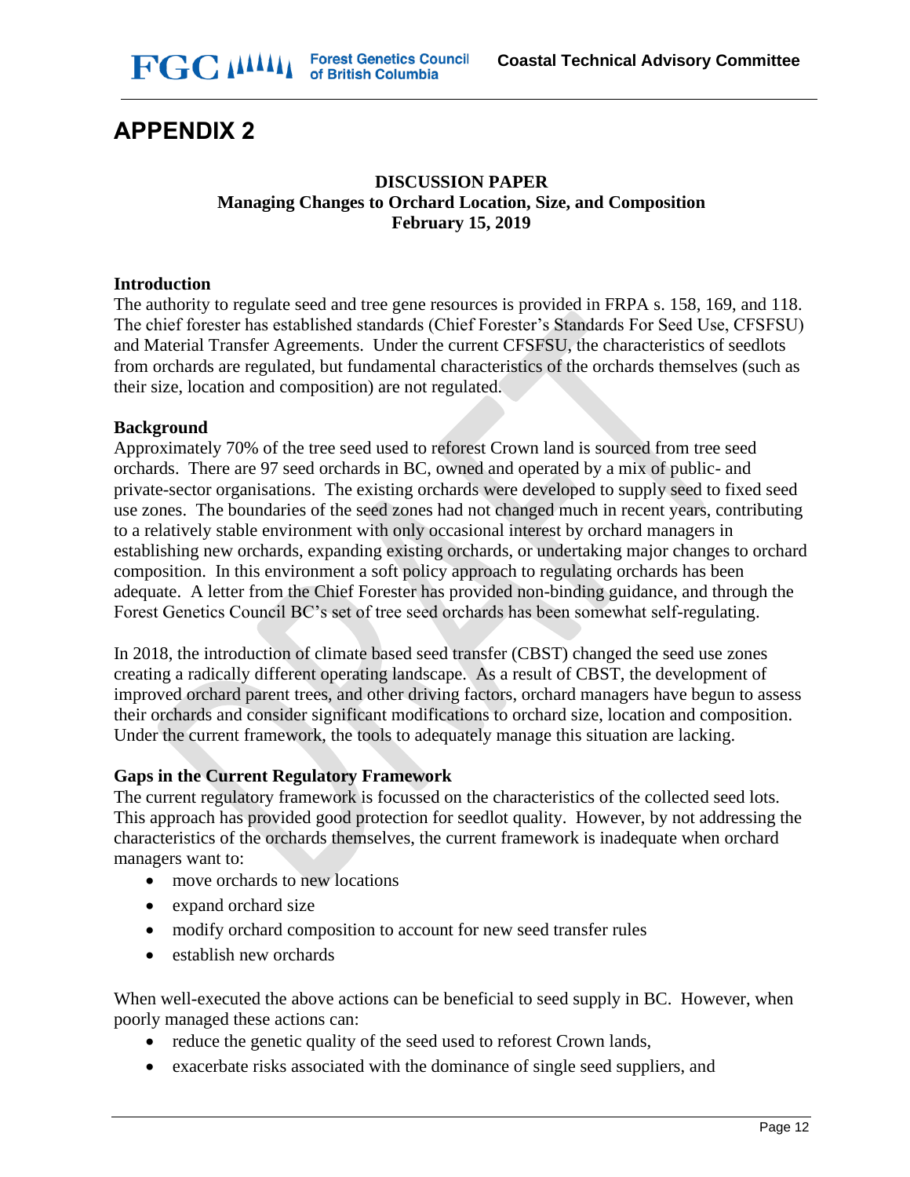# APPENDIX 2

**DISCUSSION PAPER**
**Managing Changes to Orchard Location, Size, and Composition**
**February 15, 2019**

### Introduction

The authority to regulate seed and tree gene resources is provided in FRPA s. 158, 169, and 118. The chief forester has established standards (Chief Forester's Standards For Seed Use, CFSFSU) and Material Transfer Agreements. Under the current CFSFSU, the characteristics of seedlots from orchards are regulated, but fundamental characteristics of the orchards themselves (such as their size, location and composition) are not regulated.

### Background

Approximately 70% of the tree seed used to reforest Crown land is sourced from tree seed orchards. There are 97 seed orchards in BC, owned and operated by a mix of public- and private-sector organisations. The existing orchards were developed to supply seed to fixed seed use zones. The boundaries of the seed zones had not changed much in recent years, contributing to a relatively stable environment with only occasional interest by orchard managers in establishing new orchards, expanding existing orchards, or undertaking major changes to orchard composition. In this environment a soft policy approach to regulating orchards has been adequate. A letter from the Chief Forester has provided non-binding guidance, and through the Forest Genetics Council BC's set of tree seed orchards has been somewhat self-regulating.

In 2018, the introduction of climate based seed transfer (CBST) changed the seed use zones creating a radically different operating landscape. As a result of CBST, the development of improved orchard parent trees, and other driving factors, orchard managers have begun to assess their orchards and consider significant modifications to orchard size, location and composition. Under the current framework, the tools to adequately manage this situation are lacking.

### Gaps in the Current Regulatory Framework

The current regulatory framework is focussed on the characteristics of the collected seed lots. This approach has provided good protection for seedlot quality. However, by not addressing the characteristics of the orchards themselves, the current framework is inadequate when orchard managers want to:

- move orchards to new locations
- expand orchard size
- modify orchard composition to account for new seed transfer rules
- establish new orchards

When well-executed the above actions can be beneficial to seed supply in BC. However, when poorly managed these actions can:

- reduce the genetic quality of the seed used to reforest Crown lands,
- exacerbate risks associated with the dominance of single seed suppliers, and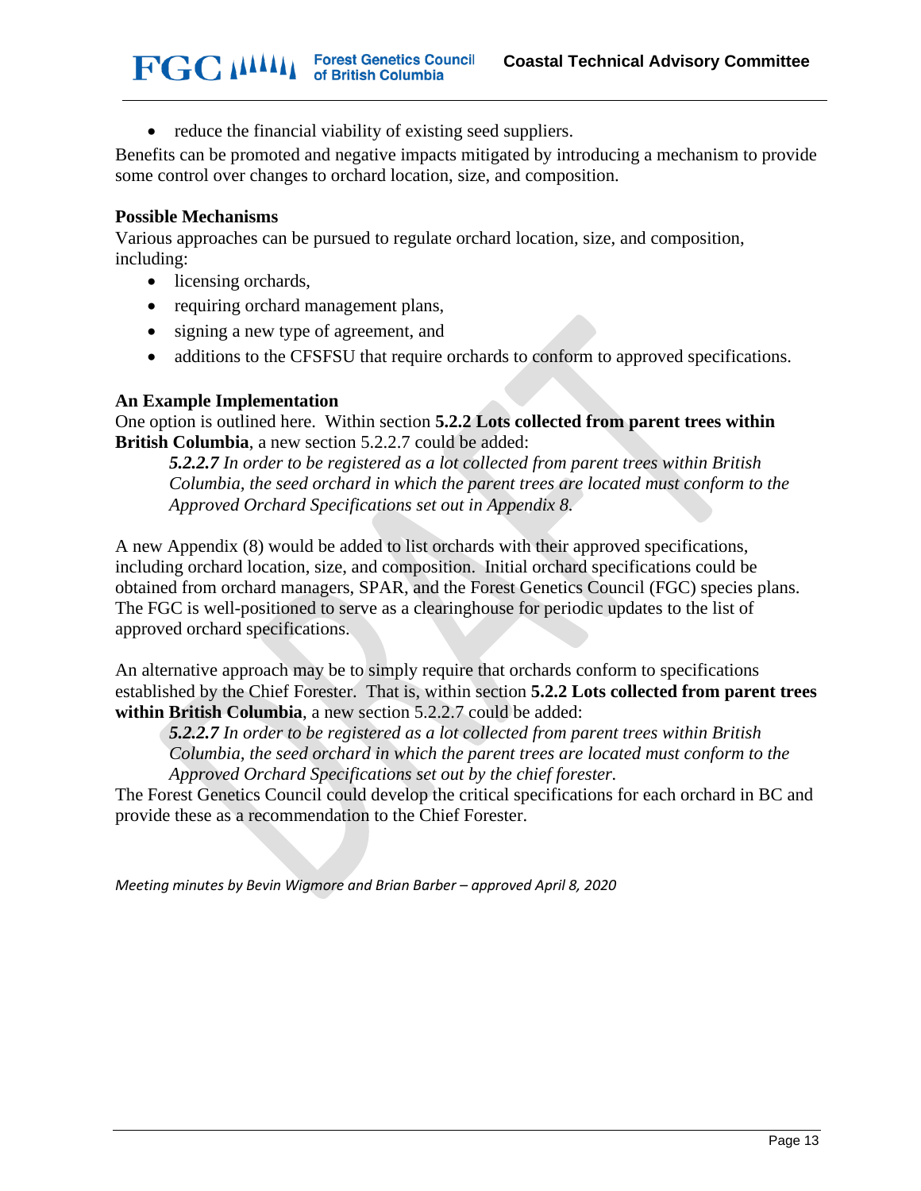- reduce the financial viability of existing seed suppliers.

Benefits can be promoted and negative impacts mitigated by introducing a mechanism to provide some control over changes to orchard location, size, and composition.

**Possible Mechanisms**

Various approaches can be pursued to regulate orchard location, size, and composition, including:

- licensing orchards,
- requiring orchard management plans,
- signing a new type of agreement, and
- additions to the CFSFSU that require orchards to conform to approved specifications.

**An Example Implementation**

One option is outlined here. Within section **5.2.2 Lots collected from parent trees within British Columbia**, a new section 5.2.2.7 could be added:

> *5.2.2.7 In order to be registered as a lot collected from parent trees within British Columbia, the seed orchard in which the parent trees are located must conform to the Approved Orchard Specifications set out in Appendix 8.*

A new Appendix (8) would be added to list orchards with their approved specifications, including orchard location, size, and composition. Initial orchard specifications could be obtained from orchard managers, SPAR, and the Forest Genetics Council (FGC) species plans. The FGC is well-positioned to serve as a clearinghouse for periodic updates to the list of approved orchard specifications.

An alternative approach may be to simply require that orchards conform to specifications established by the Chief Forester. That is, within section **5.2.2 Lots collected from parent trees within British Columbia**, a new section 5.2.2.7 could be added:

> *5.2.2.7 In order to be registered as a lot collected from parent trees within British Columbia, the seed orchard in which the parent trees are located must conform to the Approved Orchard Specifications set out by the chief forester.*

The Forest Genetics Council could develop the critical specifications for each orchard in BC and provide these as a recommendation to the Chief Forester.

*Meeting minutes by Bevin Wigmore and Brian Barber – approved April 8, 2020*